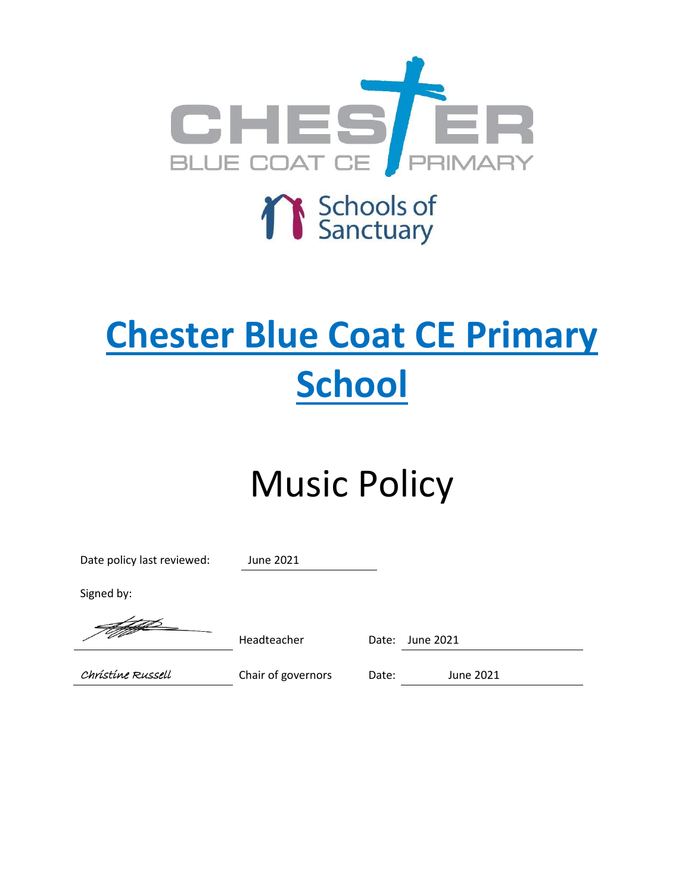# Chester Blue Coat CE Primary School

# Music Policy

Date policy last reviewed: June 2021

Signed by:

| | | | |
|---|---|---|---|
| | Headteacher | Date: | June 2021 |
| *Christine Russell* | Chair of governors | Date: | June 2021 |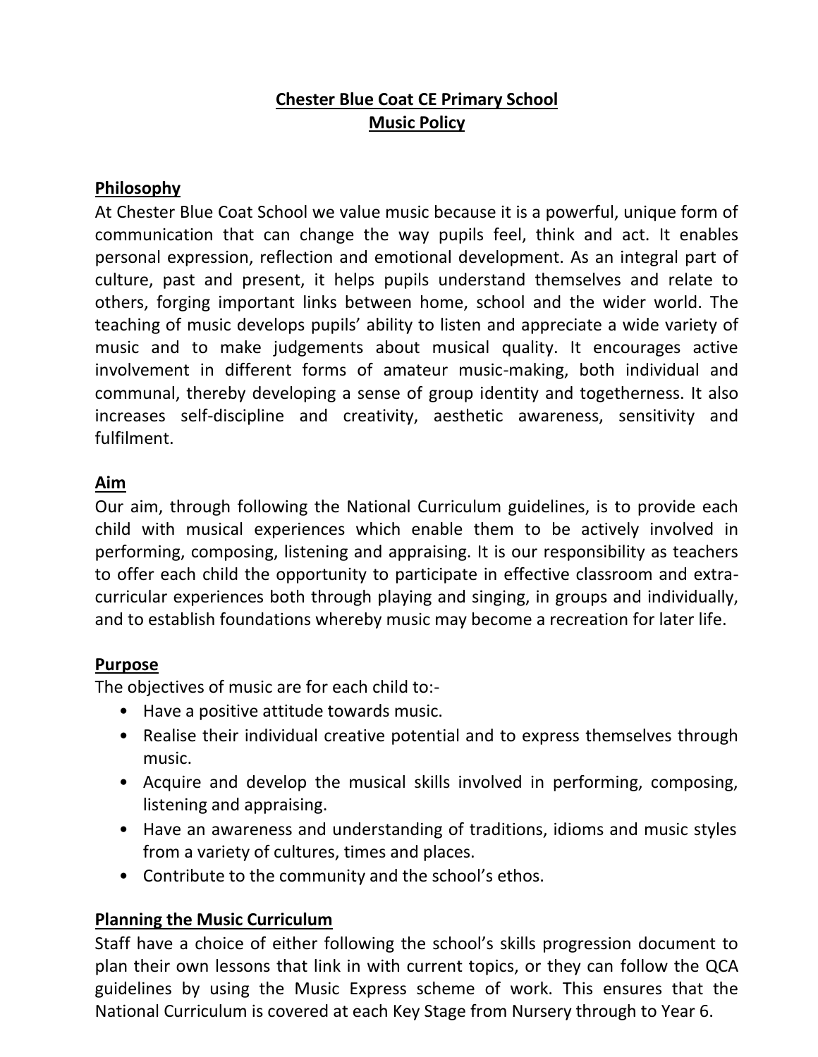# Chester Blue Coat CE Primary School
# Music Policy

## Philosophy

At Chester Blue Coat School we value music because it is a powerful, unique form of communication that can change the way pupils feel, think and act. It enables personal expression, reflection and emotional development. As an integral part of culture, past and present, it helps pupils understand themselves and relate to others, forging important links between home, school and the wider world. The teaching of music develops pupils' ability to listen and appreciate a wide variety of music and to make judgements about musical quality. It encourages active involvement in different forms of amateur music-making, both individual and communal, thereby developing a sense of group identity and togetherness. It also increases self-discipline and creativity, aesthetic awareness, sensitivity and fulfilment.

## Aim

Our aim, through following the National Curriculum guidelines, is to provide each child with musical experiences which enable them to be actively involved in performing, composing, listening and appraising. It is our responsibility as teachers to offer each child the opportunity to participate in effective classroom and extra-curricular experiences both through playing and singing, in groups and individually, and to establish foundations whereby music may become a recreation for later life.

## Purpose

The objectives of music are for each child to:-

- Have a positive attitude towards music.
- Realise their individual creative potential and to express themselves through music.
- Acquire and develop the musical skills involved in performing, composing, listening and appraising.
- Have an awareness and understanding of traditions, idioms and music styles from a variety of cultures, times and places.
- Contribute to the community and the school's ethos.

## Planning the Music Curriculum

Staff have a choice of either following the school's skills progression document to plan their own lessons that link in with current topics, or they can follow the QCA guidelines by using the Music Express scheme of work. This ensures that the National Curriculum is covered at each Key Stage from Nursery through to Year 6.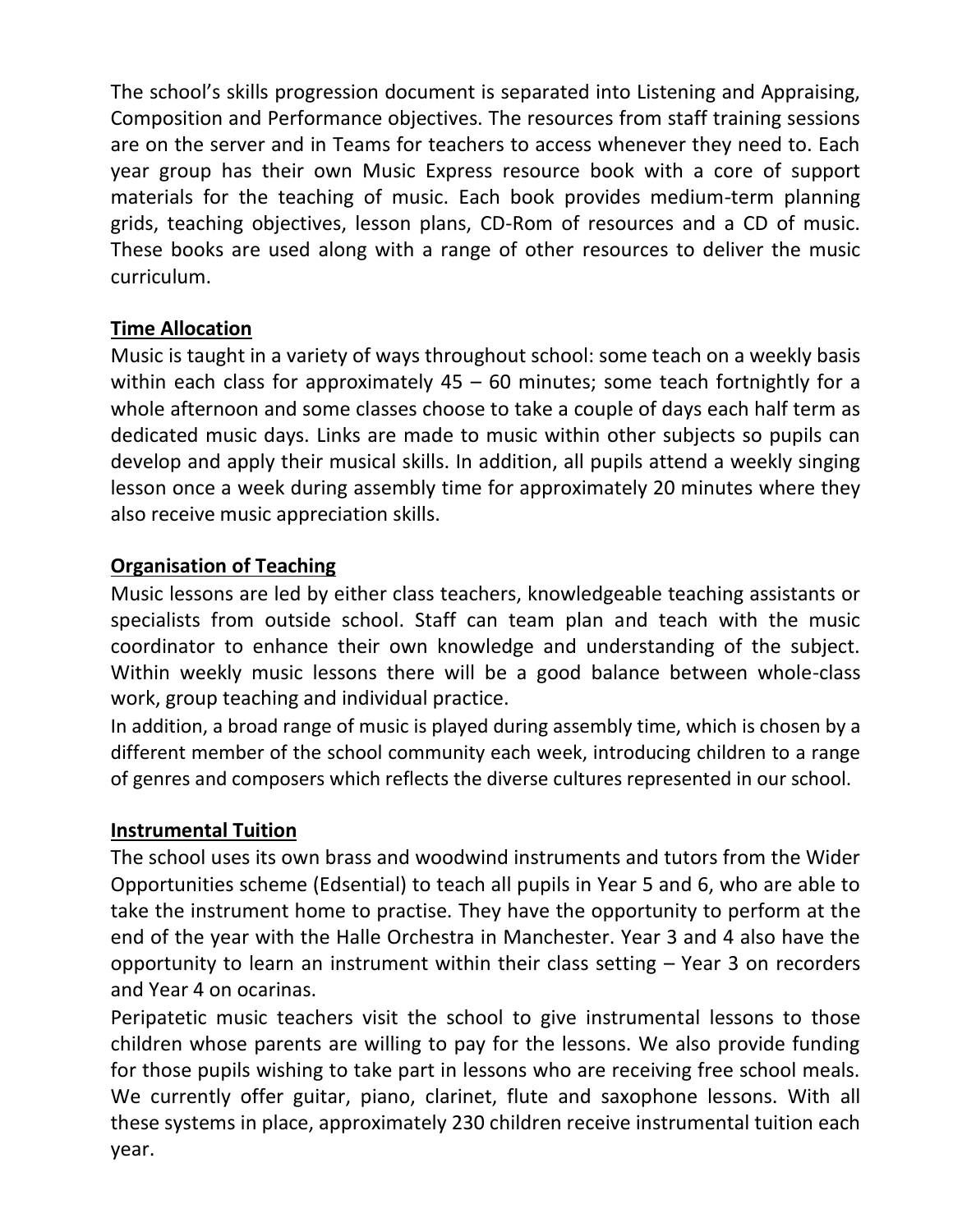The school's skills progression document is separated into Listening and Appraising, Composition and Performance objectives. The resources from staff training sessions are on the server and in Teams for teachers to access whenever they need to. Each year group has their own Music Express resource book with a core of support materials for the teaching of music. Each book provides medium-term planning grids, teaching objectives, lesson plans, CD-Rom of resources and a CD of music. These books are used along with a range of other resources to deliver the music curriculum.

## Time Allocation

Music is taught in a variety of ways throughout school: some teach on a weekly basis within each class for approximately 45 – 60 minutes; some teach fortnightly for a whole afternoon and some classes choose to take a couple of days each half term as dedicated music days. Links are made to music within other subjects so pupils can develop and apply their musical skills. In addition, all pupils attend a weekly singing lesson once a week during assembly time for approximately 20 minutes where they also receive music appreciation skills.

## Organisation of Teaching

Music lessons are led by either class teachers, knowledgeable teaching assistants or specialists from outside school. Staff can team plan and teach with the music coordinator to enhance their own knowledge and understanding of the subject. Within weekly music lessons there will be a good balance between whole-class work, group teaching and individual practice.

In addition, a broad range of music is played during assembly time, which is chosen by a different member of the school community each week, introducing children to a range of genres and composers which reflects the diverse cultures represented in our school.

## Instrumental Tuition

The school uses its own brass and woodwind instruments and tutors from the Wider Opportunities scheme (Edsential) to teach all pupils in Year 5 and 6, who are able to take the instrument home to practise. They have the opportunity to perform at the end of the year with the Halle Orchestra in Manchester. Year 3 and 4 also have the opportunity to learn an instrument within their class setting – Year 3 on recorders and Year 4 on ocarinas.

Peripatetic music teachers visit the school to give instrumental lessons to those children whose parents are willing to pay for the lessons. We also provide funding for those pupils wishing to take part in lessons who are receiving free school meals. We currently offer guitar, piano, clarinet, flute and saxophone lessons. With all these systems in place, approximately 230 children receive instrumental tuition each year.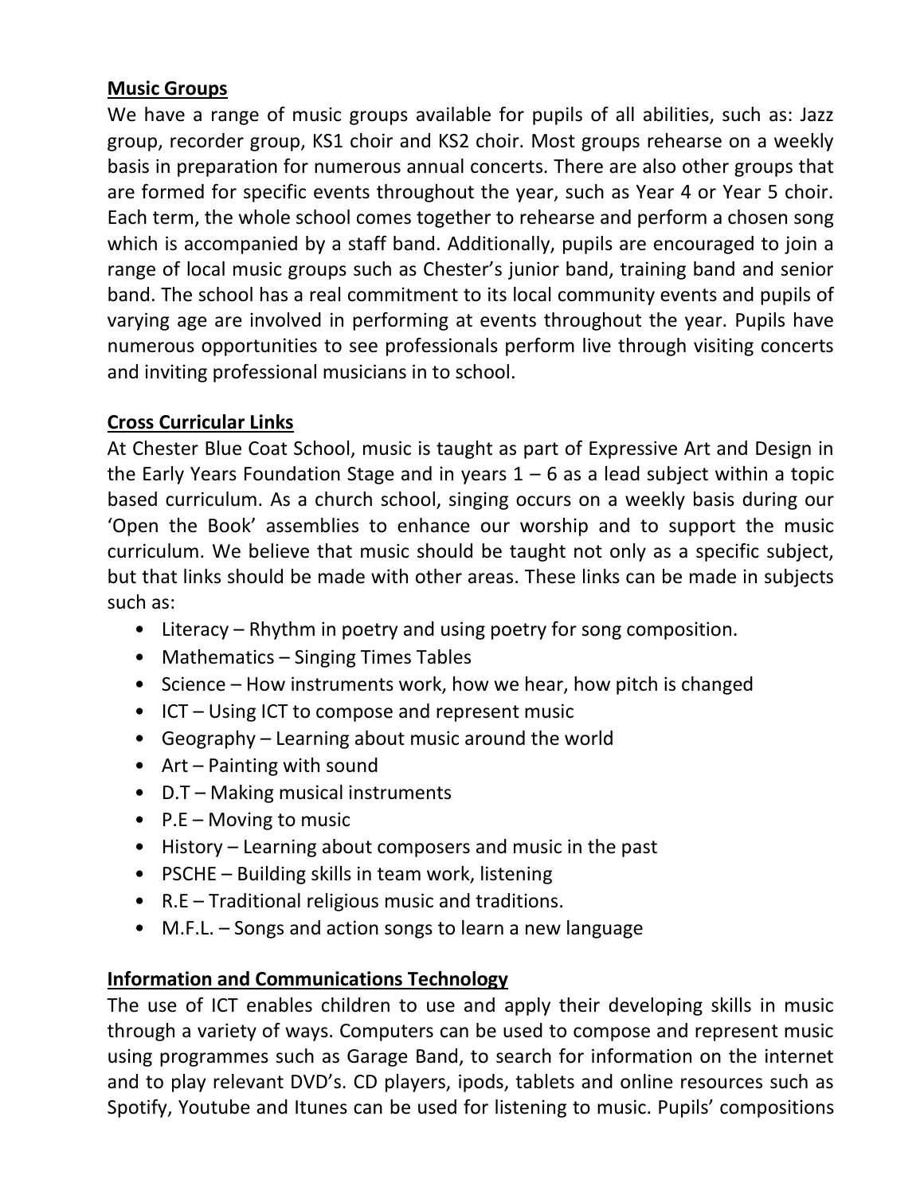**Music Groups**

We have a range of music groups available for pupils of all abilities, such as: Jazz group, recorder group, KS1 choir and KS2 choir. Most groups rehearse on a weekly basis in preparation for numerous annual concerts. There are also other groups that are formed for specific events throughout the year, such as Year 4 or Year 5 choir. Each term, the whole school comes together to rehearse and perform a chosen song which is accompanied by a staff band. Additionally, pupils are encouraged to join a range of local music groups such as Chester's junior band, training band and senior band. The school has a real commitment to its local community events and pupils of varying age are involved in performing at events throughout the year. Pupils have numerous opportunities to see professionals perform live through visiting concerts and inviting professional musicians in to school.

**Cross Curricular Links**

At Chester Blue Coat School, music is taught as part of Expressive Art and Design in the Early Years Foundation Stage and in years 1 – 6 as a lead subject within a topic based curriculum. As a church school, singing occurs on a weekly basis during our 'Open the Book' assemblies to enhance our worship and to support the music curriculum. We believe that music should be taught not only as a specific subject, but that links should be made with other areas. These links can be made in subjects such as:

- Literacy – Rhythm in poetry and using poetry for song composition.
- Mathematics – Singing Times Tables
- Science – How instruments work, how we hear, how pitch is changed
- ICT – Using ICT to compose and represent music
- Geography – Learning about music around the world
- Art – Painting with sound
- D.T – Making musical instruments
- P.E – Moving to music
- History – Learning about composers and music in the past
- PSCHE – Building skills in team work, listening
- R.E – Traditional religious music and traditions.
- M.F.L. – Songs and action songs to learn a new language

**Information and Communications Technology**

The use of ICT enables children to use and apply their developing skills in music through a variety of ways. Computers can be used to compose and represent music using programmes such as Garage Band, to search for information on the internet and to play relevant DVD's. CD players, ipods, tablets and online resources such as Spotify, Youtube and Itunes can be used for listening to music. Pupils' compositions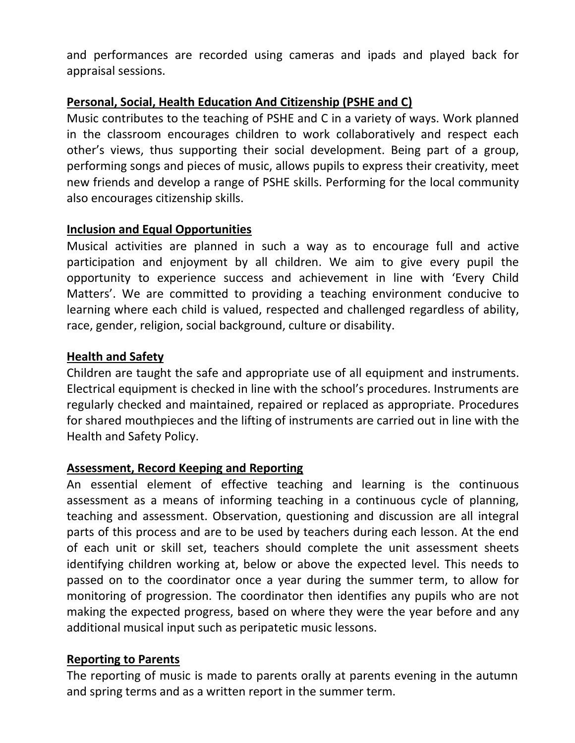and performances are recorded using cameras and ipads and played back for appraisal sessions.

## Personal, Social, Health Education And Citizenship (PSHE and C)

Music contributes to the teaching of PSHE and C in a variety of ways. Work planned in the classroom encourages children to work collaboratively and respect each other's views, thus supporting their social development. Being part of a group, performing songs and pieces of music, allows pupils to express their creativity, meet new friends and develop a range of PSHE skills. Performing for the local community also encourages citizenship skills.

## Inclusion and Equal Opportunities

Musical activities are planned in such a way as to encourage full and active participation and enjoyment by all children. We aim to give every pupil the opportunity to experience success and achievement in line with 'Every Child Matters'. We are committed to providing a teaching environment conducive to learning where each child is valued, respected and challenged regardless of ability, race, gender, religion, social background, culture or disability.

## Health and Safety

Children are taught the safe and appropriate use of all equipment and instruments. Electrical equipment is checked in line with the school's procedures. Instruments are regularly checked and maintained, repaired or replaced as appropriate. Procedures for shared mouthpieces and the lifting of instruments are carried out in line with the Health and Safety Policy.

## Assessment, Record Keeping and Reporting

An essential element of effective teaching and learning is the continuous assessment as a means of informing teaching in a continuous cycle of planning, teaching and assessment. Observation, questioning and discussion are all integral parts of this process and are to be used by teachers during each lesson. At the end of each unit or skill set, teachers should complete the unit assessment sheets identifying children working at, below or above the expected level. This needs to passed on to the coordinator once a year during the summer term, to allow for monitoring of progression. The coordinator then identifies any pupils who are not making the expected progress, based on where they were the year before and any additional musical input such as peripatetic music lessons.

## Reporting to Parents

The reporting of music is made to parents orally at parents evening in the autumn and spring terms and as a written report in the summer term.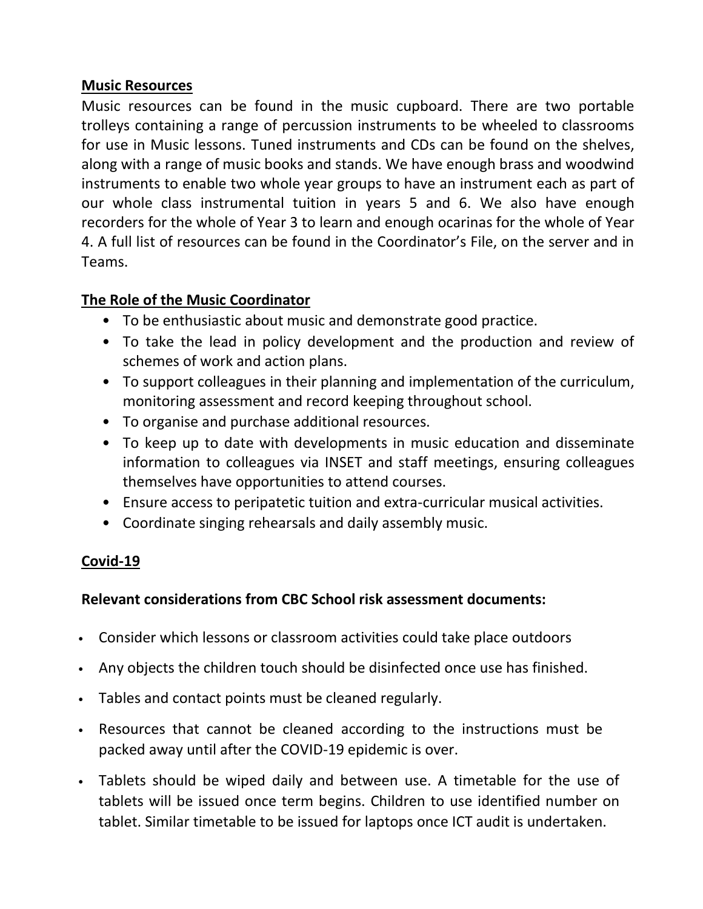## Music Resources

Music resources can be found in the music cupboard. There are two portable trolleys containing a range of percussion instruments to be wheeled to classrooms for use in Music lessons. Tuned instruments and CDs can be found on the shelves, along with a range of music books and stands. We have enough brass and woodwind instruments to enable two whole year groups to have an instrument each as part of our whole class instrumental tuition in years 5 and 6. We also have enough recorders for the whole of Year 3 to learn and enough ocarinas for the whole of Year 4. A full list of resources can be found in the Coordinator's File, on the server and in Teams.

## The Role of the Music Coordinator

- To be enthusiastic about music and demonstrate good practice.
- To take the lead in policy development and the production and review of schemes of work and action plans.
- To support colleagues in their planning and implementation of the curriculum, monitoring assessment and record keeping throughout school.
- To organise and purchase additional resources.
- To keep up to date with developments in music education and disseminate information to colleagues via INSET and staff meetings, ensuring colleagues themselves have opportunities to attend courses.
- Ensure access to peripatetic tuition and extra-curricular musical activities.
- Coordinate singing rehearsals and daily assembly music.

## Covid-19

**Relevant considerations from CBC School risk assessment documents:**

- Consider which lessons or classroom activities could take place outdoors
- Any objects the children touch should be disinfected once use has finished.
- Tables and contact points must be cleaned regularly.
- Resources that cannot be cleaned according to the instructions must be packed away until after the COVID-19 epidemic is over.
- Tablets should be wiped daily and between use. A timetable for the use of tablets will be issued once term begins. Children to use identified number on tablet. Similar timetable to be issued for laptops once ICT audit is undertaken.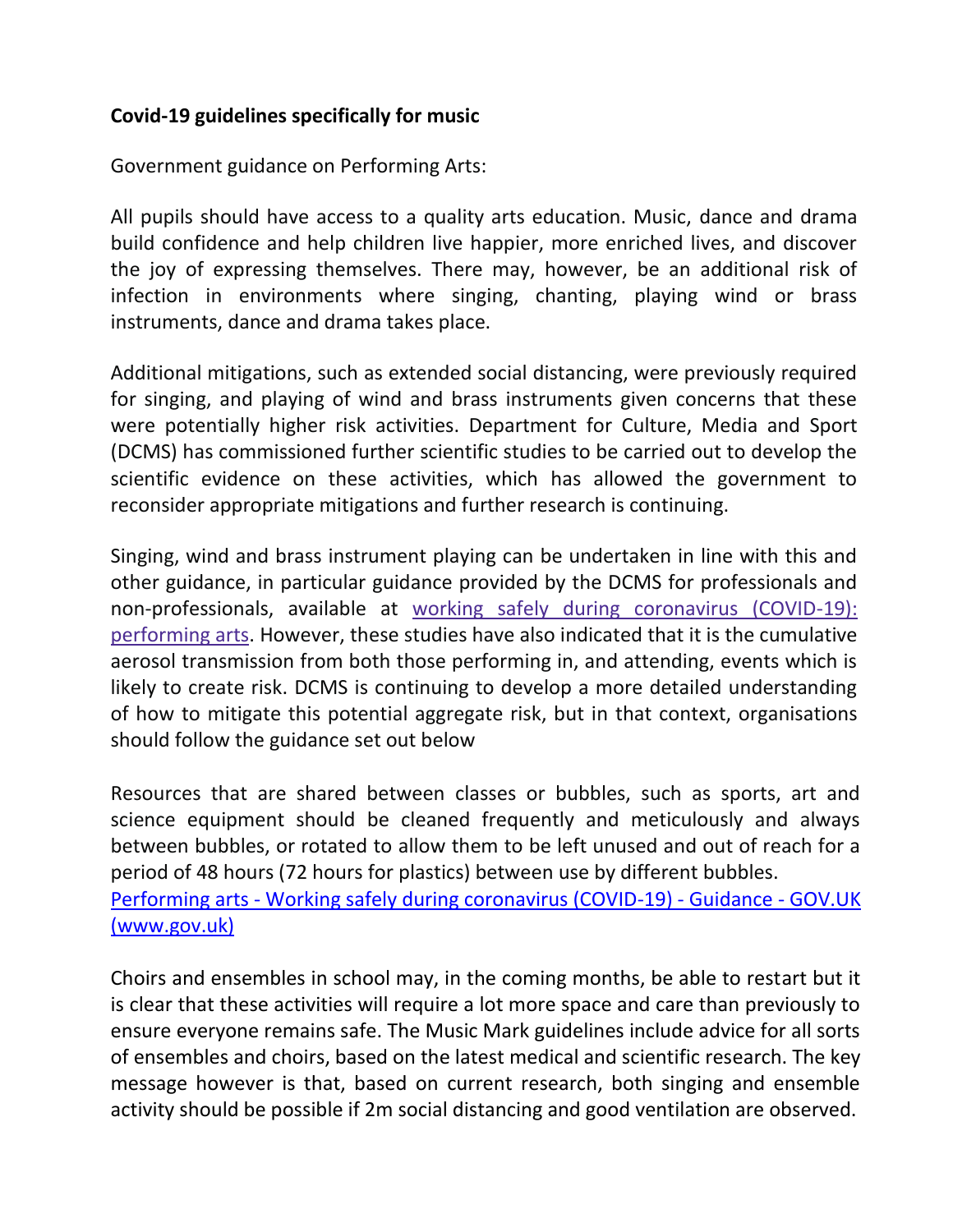**Covid-19 guidelines specifically for music**

Government guidance on Performing Arts:

All pupils should have access to a quality arts education. Music, dance and drama build confidence and help children live happier, more enriched lives, and discover the joy of expressing themselves. There may, however, be an additional risk of infection in environments where singing, chanting, playing wind or brass instruments, dance and drama takes place.

Additional mitigations, such as extended social distancing, were previously required for singing, and playing of wind and brass instruments given concerns that these were potentially higher risk activities. Department for Culture, Media and Sport (DCMS) has commissioned further scientific studies to be carried out to develop the scientific evidence on these activities, which has allowed the government to reconsider appropriate mitigations and further research is continuing.

Singing, wind and brass instrument playing can be undertaken in line with this and other guidance, in particular guidance provided by the DCMS for professionals and non-professionals, available at working safely during coronavirus (COVID-19): performing arts. However, these studies have also indicated that it is the cumulative aerosol transmission from both those performing in, and attending, events which is likely to create risk. DCMS is continuing to develop a more detailed understanding of how to mitigate this potential aggregate risk, but in that context, organisations should follow the guidance set out below

Resources that are shared between classes or bubbles, such as sports, art and science equipment should be cleaned frequently and meticulously and always between bubbles, or rotated to allow them to be left unused and out of reach for a period of 48 hours (72 hours for plastics) between use by different bubbles.
Performing arts - Working safely during coronavirus (COVID-19) - Guidance - GOV.UK (www.gov.uk)

Choirs and ensembles in school may, in the coming months, be able to restart but it is clear that these activities will require a lot more space and care than previously to ensure everyone remains safe. The Music Mark guidelines include advice for all sorts of ensembles and choirs, based on the latest medical and scientific research. The key message however is that, based on current research, both singing and ensemble activity should be possible if 2m social distancing and good ventilation are observed.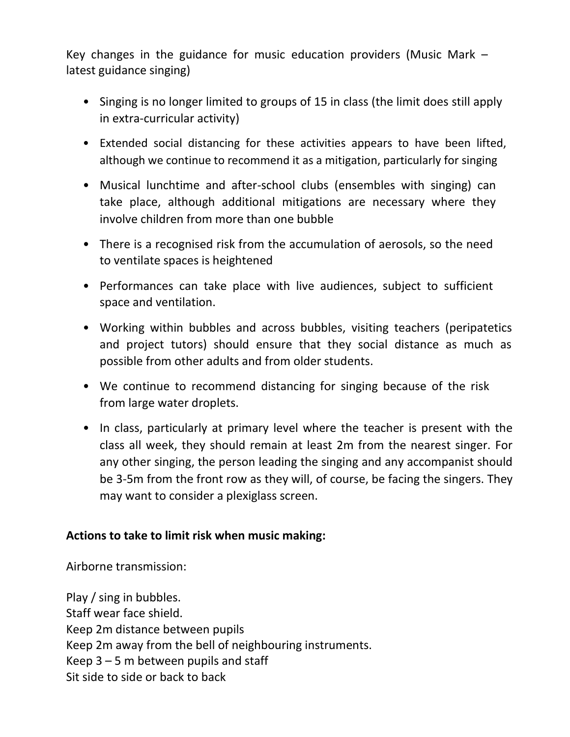Key changes in the guidance for music education providers (Music Mark – latest guidance singing)

- Singing is no longer limited to groups of 15 in class (the limit does still apply in extra-curricular activity)
- Extended social distancing for these activities appears to have been lifted, although we continue to recommend it as a mitigation, particularly for singing
- Musical lunchtime and after-school clubs (ensembles with singing) can take place, although additional mitigations are necessary where they involve children from more than one bubble
- There is a recognised risk from the accumulation of aerosols, so the need to ventilate spaces is heightened
- Performances can take place with live audiences, subject to sufficient space and ventilation.
- Working within bubbles and across bubbles, visiting teachers (peripatetics and project tutors) should ensure that they social distance as much as possible from other adults and from older students.
- We continue to recommend distancing for singing because of the risk from large water droplets.
- In class, particularly at primary level where the teacher is present with the class all week, they should remain at least 2m from the nearest singer. For any other singing, the person leading the singing and any accompanist should be 3-5m from the front row as they will, of course, be facing the singers. They may want to consider a plexiglass screen.

**Actions to take to limit risk when music making:**

Airborne transmission:

Play / sing in bubbles.
Staff wear face shield.
Keep 2m distance between pupils
Keep 2m away from the bell of neighbouring instruments.
Keep 3 – 5 m between pupils and staff
Sit side to side or back to back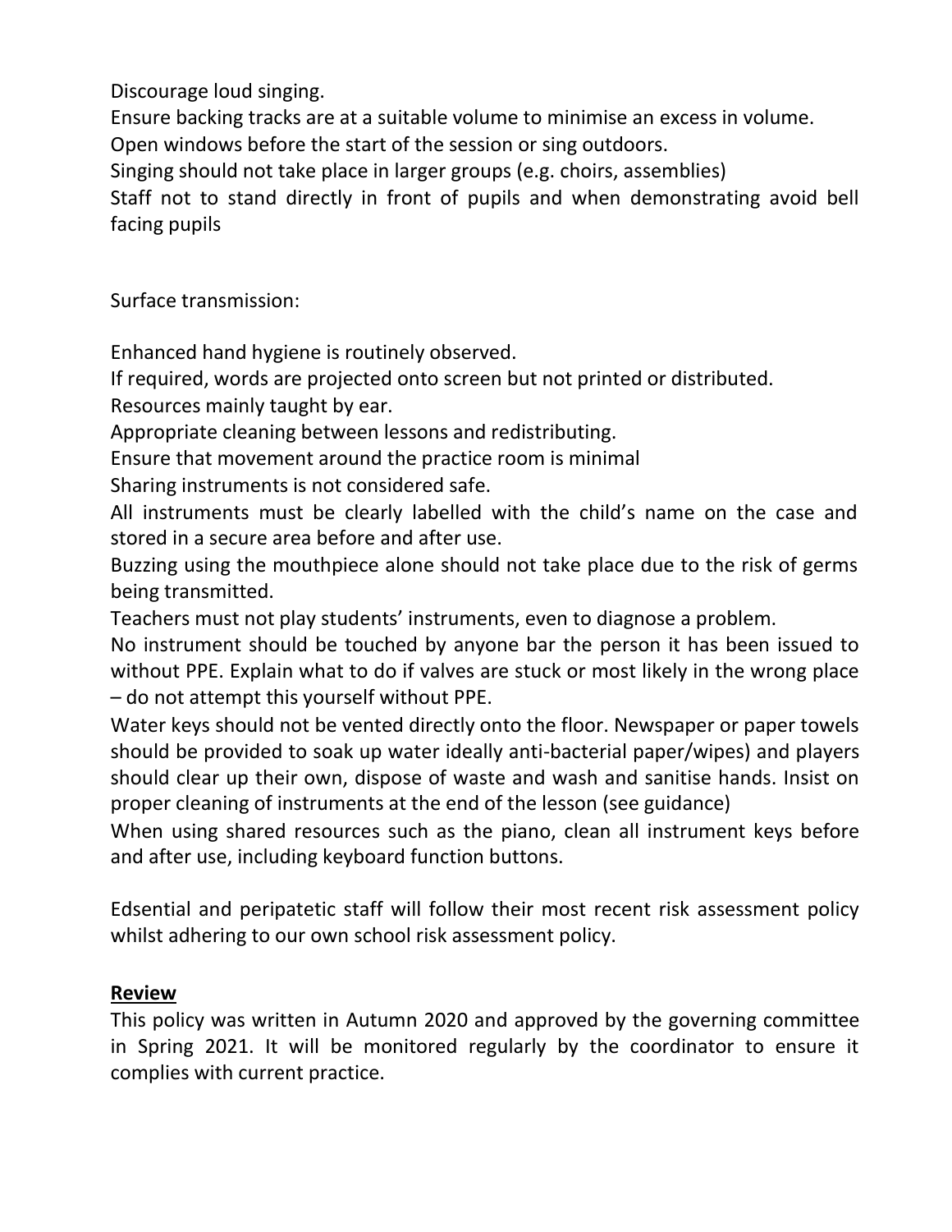Discourage loud singing.

Ensure backing tracks are at a suitable volume to minimise an excess in volume.

Open windows before the start of the session or sing outdoors.

Singing should not take place in larger groups (e.g. choirs, assemblies)

Staff not to stand directly in front of pupils and when demonstrating avoid bell facing pupils

Surface transmission:

Enhanced hand hygiene is routinely observed.

If required, words are projected onto screen but not printed or distributed.

Resources mainly taught by ear.

Appropriate cleaning between lessons and redistributing.

Ensure that movement around the practice room is minimal

Sharing instruments is not considered safe.

All instruments must be clearly labelled with the child's name on the case and stored in a secure area before and after use.

Buzzing using the mouthpiece alone should not take place due to the risk of germs being transmitted.

Teachers must not play students' instruments, even to diagnose a problem.

No instrument should be touched by anyone bar the person it has been issued to without PPE. Explain what to do if valves are stuck or most likely in the wrong place – do not attempt this yourself without PPE.

Water keys should not be vented directly onto the floor. Newspaper or paper towels should be provided to soak up water ideally anti-bacterial paper/wipes) and players should clear up their own, dispose of waste and wash and sanitise hands. Insist on proper cleaning of instruments at the end of the lesson (see guidance)

When using shared resources such as the piano, clean all instrument keys before and after use, including keyboard function buttons.

Edsential and peripatetic staff will follow their most recent risk assessment policy whilst adhering to our own school risk assessment policy.

**Review**

This policy was written in Autumn 2020 and approved by the governing committee in Spring 2021. It will be monitored regularly by the coordinator to ensure it complies with current practice.